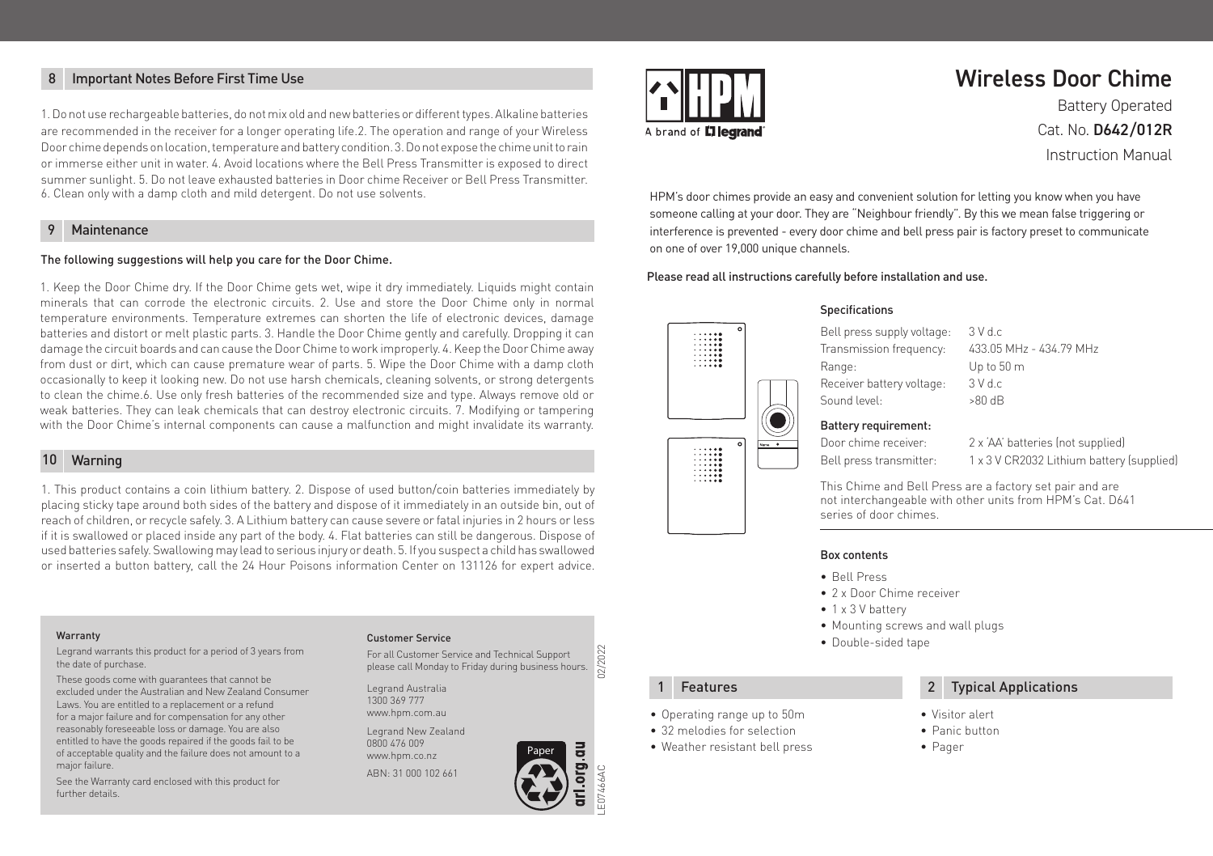# Wireless Door Chime

Battery Operated

Cat. No. **D642/012R**

Instruction Manual

HPM's door chimes provide an easy and convenient solution for letting you know when you have someone calling at your door. They are "Neighbour friendly". By this we mean false triggering or interference is prevented - every door chime and bell press pair is factory preset to communicate on one of over 19,000 unique channels.

**Please read all instructions carefully before installation and use.**

### Specifications

| | |
|---|---|
| Bell press supply voltage: | 3 V d.c |
| Transmission frequency: | 433.05 MHz - 434.79 MHz |
| Range: | Up to 50 m |
| Receiver battery voltage: | 3 V d.c |
| Sound level: | >80 dB |

### Battery requirement:

| | |
|---|---|
| Door chime receiver: | 2 x 'AA' batteries (not supplied) |
| Bell press transmitter: | 1 x 3 V CR2032 Lithium battery (supplied) |

This Chime and Bell Press are a factory set pair and are not interchangeable with other units from HPM's Cat. D641 series of door chimes.

### Box contents

- Bell Press
- 2 x Door Chime receiver
- 1 x 3 V battery
- Mounting screws and wall plugs
- Double-sided tape

## 1 Features

- Operating range up to 50m
- 32 melodies for selection
- Weather resistant bell press

## 2 Typical Applications

- Visitor alert
- Panic button
- Pager

## 8 Important Notes Before First Time Use

1. Do not use rechargeable batteries, do not mix old and new batteries or different types. Alkaline batteries are recommended in the receiver for a longer operating life.2. The operation and range of your Wireless Door chime depends on location, temperature and battery condition. 3. Do not expose the chime unit to rain or immerse either unit in water. 4. Avoid locations where the Bell Press Transmitter is exposed to direct summer sunlight. 5. Do not leave exhausted batteries in Door chime Receiver or Bell Press Transmitter. 6. Clean only with a damp cloth and mild detergent. Do not use solvents.

## 9 Maintenance

**The following suggestions will help you care for the Door Chime.**

1. Keep the Door Chime dry. If the Door Chime gets wet, wipe it dry immediately. Liquids might contain minerals that can corrode the electronic circuits. 2. Use and store the Door Chime only in normal temperature environments. Temperature extremes can shorten the life of electronic devices, damage batteries and distort or melt plastic parts. 3. Handle the Door Chime gently and carefully. Dropping it can damage the circuit boards and can cause the Door Chime to work improperly. 4. Keep the Door Chime away from dust or dirt, which can cause premature wear of parts. 5. Wipe the Door Chime with a damp cloth occasionally to keep it looking new. Do not use harsh chemicals, cleaning solvents, or strong detergents to clean the chime.6. Use only fresh batteries of the recommended size and type. Always remove old or weak batteries. They can leak chemicals that can destroy electronic circuits. 7. Modifying or tampering with the Door Chime's internal components can cause a malfunction and might invalidate its warranty.

## 10 Warning

1. This product contains a coin lithium battery. 2. Dispose of used button/coin batteries immediately by placing sticky tape around both sides of the battery and dispose of it immediately in an outside bin, out of reach of children, or recycle safely. 3. A Lithium battery can cause severe or fatal injuries in 2 hours or less if it is swallowed or placed inside any part of the body. 4. Flat batteries can still be dangerous. Dispose of used batteries safely. Swallowing may lead to serious injury or death. 5. If you suspect a child has swallowed or inserted a button battery, call the 24 Hour Poisons information Center on 131126 for expert advice.

### Warranty

Legrand warrants this product for a period of 3 years from the date of purchase.

These goods come with guarantees that cannot be excluded under the Australian and New Zealand Consumer Laws. You are entitled to a replacement or a refund for a major failure and for compensation for any other reasonably foreseeable loss or damage. You are also entitled to have the goods repaired if the goods fail to be of acceptable quality and the failure does not amount to a major failure.

See the Warranty card enclosed with this product for further details.

### Customer Service

For all Customer Service and Technical Support please call Monday to Friday during business hours.

Legrand Australia
1300 369 777
www.hpm.com.au

Legrand New Zealand
0800 476 009
www.hpm.co.nz

ABN: 31 000 102 661

02/2022

LE07466AC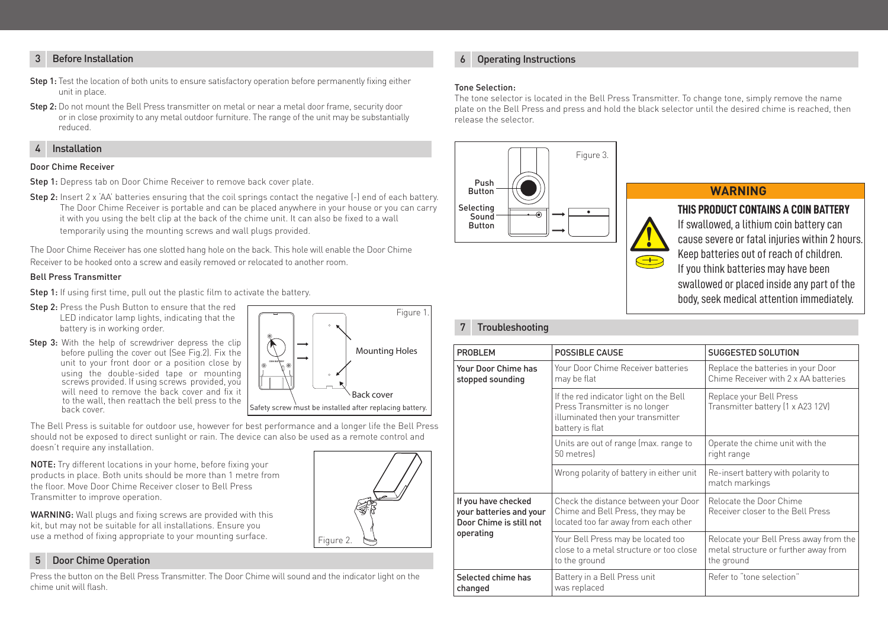## 3 Before Installation

**Step 1:** Test the location of both units to ensure satisfactory operation before permanently fixing either unit in place.

**Step 2:** Do not mount the Bell Press transmitter on metal or near a metal door frame, security door or in close proximity to any metal outdoor furniture. The range of the unit may be substantially reduced.

## 4 Installation

### Door Chime Receiver

**Step 1:** Depress tab on Door Chime Receiver to remove back cover plate.

**Step 2:** Insert 2 x 'AA' batteries ensuring that the coil springs contact the negative (-) end of each battery. The Door Chime Receiver is portable and can be placed anywhere in your house or you can carry it with you using the belt clip at the back of the chime unit. It can also be fixed to a wall temporarily using the mounting screws and wall plugs provided.

The Door Chime Receiver has one slotted hang hole on the back. This hole will enable the Door Chime Receiver to be hooked onto a screw and easily removed or relocated to another room.

### Bell Press Transmitter

**Step 1:** If using first time, pull out the plastic film to activate the battery.

**Step 2:** Press the Push Button to ensure that the red LED indicator lamp lights, indicating that the battery is in working order.

**Step 3:** With the help of screwdriver depress the clip before pulling the cover out (See Fig.2). Fix the unit to your front door or a position close by using the double-sided tape or mounting screws provided. If using screws provided, you will need to remove the back cover and fix it to the wall, then reattach the bell press to the back cover.

Figure 1.

Mounting Holes

Back cover

Safety screw must be installed after replacing battery.

The Bell Press is suitable for outdoor use, however for best performance and a longer life the Bell Press should not be exposed to direct sunlight or rain. The device can also be used as a remote control and doesn't require any installation.

**NOTE:** Try different locations in your home, before fixing your products in place. Both units should be more than 1 metre from the floor. Move Door Chime Receiver closer to Bell Press Transmitter to improve operation.

**WARNING:** Wall plugs and fixing screws are provided with this kit, but may not be suitable for all installations. Ensure you use a method of fixing appropriate to your mounting surface.

Figure 2.

## 5 Door Chime Operation

Press the button on the Bell Press Transmitter. The Door Chime will sound and the indicator light on the chime unit will flash.

## 6 Operating Instructions

### Tone Selection:

The tone selector is located in the Bell Press Transmitter. To change tone, simply remove the name plate on the Bell Press and press and hold the black selector until the desired chime is reached, then release the selector.

Figure 3.

Push Button

Selecting Sound Button

**WARNING**

**THIS PRODUCT CONTAINS A COIN BATTERY**

If swallowed, a lithium coin battery can cause severe or fatal injuries within 2 hours. Keep batteries out of reach of children. If you think batteries may have been swallowed or placed inside any part of the body, seek medical attention immediately.

## 7 Troubleshooting

| PROBLEM | POSSIBLE CAUSE | SUGGESTED SOLUTION |
|---|---|---|
| Your Door Chime has stopped sounding | Your Door Chime Receiver batteries may be flat | Replace the batteries in your Door Chime Receiver with 2 x AA batteries |
| | If the red indicator light on the Bell Press Transmitter is no longer illuminated then your transmitter battery is flat | Replace your Bell Press Transmitter battery (1 x A23 12V) |
| | Units are out of range (max. range to 50 metres) | Operate the chime unit with the right range |
| | Wrong polarity of battery in either unit | Re-insert battery with polarity to match markings |
| If you have checked your batteries and your Door Chime is still not operating | Check the distance between your Door Chime and Bell Press, they may be located too far away from each other | Relocate the Door Chime Receiver closer to the Bell Press |
| | Your Bell Press may be located too close to a metal structure or too close to the ground | Relocate your Bell Press away from the metal structure or further away from the ground |
| Selected chime has changed | Battery in a Bell Press unit was replaced | Refer to "tone selection" |